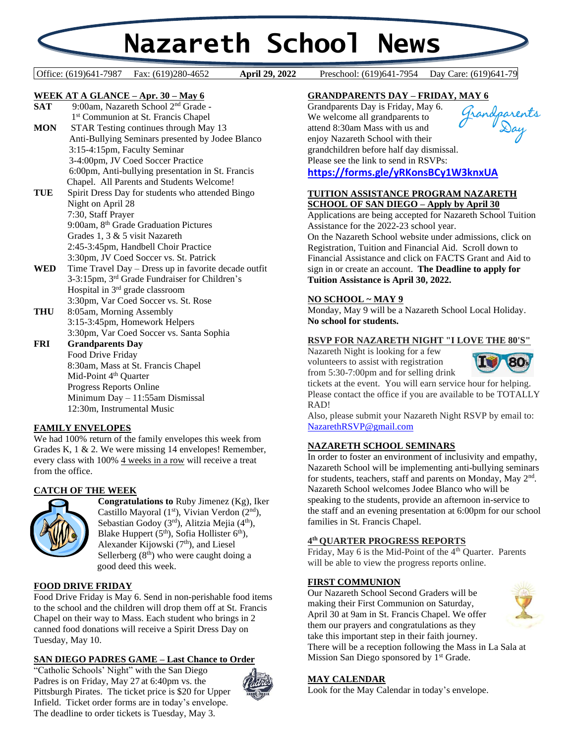# Nazareth School News

Office: (619)641-7987 Fax: (619)280-4652 **April 29, 2022** Preschool: (619)641-7954 Day Care: (619)641-79

## WEEK AT A GLANCE – Apr. 30 – May 6

**SAT** 9:00am, Nazareth School 2nd Grade - 1st Communion at St. Francis Chapel

**MON** STAR Testing continues through May 13
Anti-Bullying Seminars presented by Jodee Blanco
3:15-4:15pm, Faculty Seminar
3-4:00pm, JV Coed Soccer Practice
6:00pm, Anti-bullying presentation in St. Francis Chapel. All Parents and Students Welcome!

**TUE** Spirit Dress Day for students who attended Bingo Night on April 28
7:30, Staff Prayer
9:00am, 8th Grade Graduation Pictures
Grades 1, 3 & 5 visit Nazareth
2:45-3:45pm, Handbell Choir Practice
3:30pm, JV Coed Soccer vs. St. Patrick

**WED** Time Travel Day – Dress up in favorite decade outfit
3-3:15pm, 3rd Grade Fundraiser for Children's Hospital in 3rd grade classroom
3:30pm, Var Coed Soccer vs. St. Rose

**THU** 8:05am, Morning Assembly
3:15-3:45pm, Homework Helpers
3:30pm, Var Coed Soccer vs. Santa Sophia

**FRI** **Grandparents Day**
Food Drive Friday
8:30am, Mass at St. Francis Chapel
Mid-Point 4th Quarter
Progress Reports Online
Minimum Day – 11:55am Dismissal
12:30m, Instrumental Music

## FAMILY ENVELOPES

We had 100% return of the family envelopes this week from Grades K, 1 & 2. We were missing 14 envelopes! Remember, every class with 100% 4 weeks in a row will receive a treat from the office.

## CATCH OF THE WEEK

**Congratulations to** Ruby Jimenez (Kg), Iker Castillo Mayoral (1st), Vivian Verdon (2nd), Sebastian Godoy (3rd), Alitzia Mejia (4th), Blake Huppert (5th), Sofia Hollister 6th), Alexander Kijowski (7th), and Liesel Sellerberg (8th) who were caught doing a good deed this week.

## FOOD DRIVE FRIDAY

Food Drive Friday is May 6. Send in non-perishable food items to the school and the children will drop them off at St. Francis Chapel on their way to Mass. Each student who brings in 2 canned food donations will receive a Spirit Dress Day on Tuesday, May 10.

## SAN DIEGO PADRES GAME – Last Chance to Order

"Catholic Schools' Night" with the San Diego Padres is on Friday, May 27 at 6:40pm vs. the Pittsburgh Pirates. The ticket price is $20 for Upper Infield. Ticket order forms are in today's envelope. The deadline to order tickets is Tuesday, May 3.

## GRANDPARENTS DAY – FRIDAY, MAY 6

Grandparents Day is Friday, May 6. We welcome all grandparents to attend 8:30am Mass with us and enjoy Nazareth School with their grandchildren before half day dismissal. Please see the link to send in RSVPs:

**https://forms.gle/yRKonsBCy1W3knxUA**

## TUITION ASSISTANCE PROGRAM NAZARETH SCHOOL OF SAN DIEGO – Apply by April 30

Applications are being accepted for Nazareth School Tuition Assistance for the 2022-23 school year.
On the Nazareth School website under admissions, click on Registration, Tuition and Financial Aid. Scroll down to Financial Assistance and click on FACTS Grant and Aid to sign in or create an account. **The Deadline to apply for Tuition Assistance is April 30, 2022.**

## NO SCHOOL ~ MAY 9

Monday, May 9 will be a Nazareth School Local Holiday. **No school for students.**

## RSVP FOR NAZARETH NIGHT "I LOVE THE 80'S"

Nazareth Night is looking for a few volunteers to assist with registration from 5:30-7:00pm and for selling drink tickets at the event. You will earn service hour for helping. Please contact the office if you are available to be TOTALLY RAD!
Also, please submit your Nazareth Night RSVP by email to: NazarethRSVP@gmail.com

## NAZARETH SCHOOL SEMINARS

In order to foster an environment of inclusivity and empathy, Nazareth School will be implementing anti-bullying seminars for students, teachers, staff and parents on Monday, May 2nd. Nazareth School welcomes Jodee Blanco who will be speaking to the students, provide an afternoon in-service to the staff and an evening presentation at 6:00pm for our school families in St. Francis Chapel.

## 4th QUARTER PROGRESS REPORTS

Friday, May 6 is the Mid-Point of the 4th Quarter. Parents will be able to view the progress reports online.

## FIRST COMMUNION

Our Nazareth School Second Graders will be making their First Communion on Saturday, April 30 at 9am in St. Francis Chapel. We offer them our prayers and congratulations as they take this important step in their faith journey. There will be a reception following the Mass in La Sala at Mission San Diego sponsored by 1st Grade.

## MAY CALENDAR

Look for the May Calendar in today's envelope.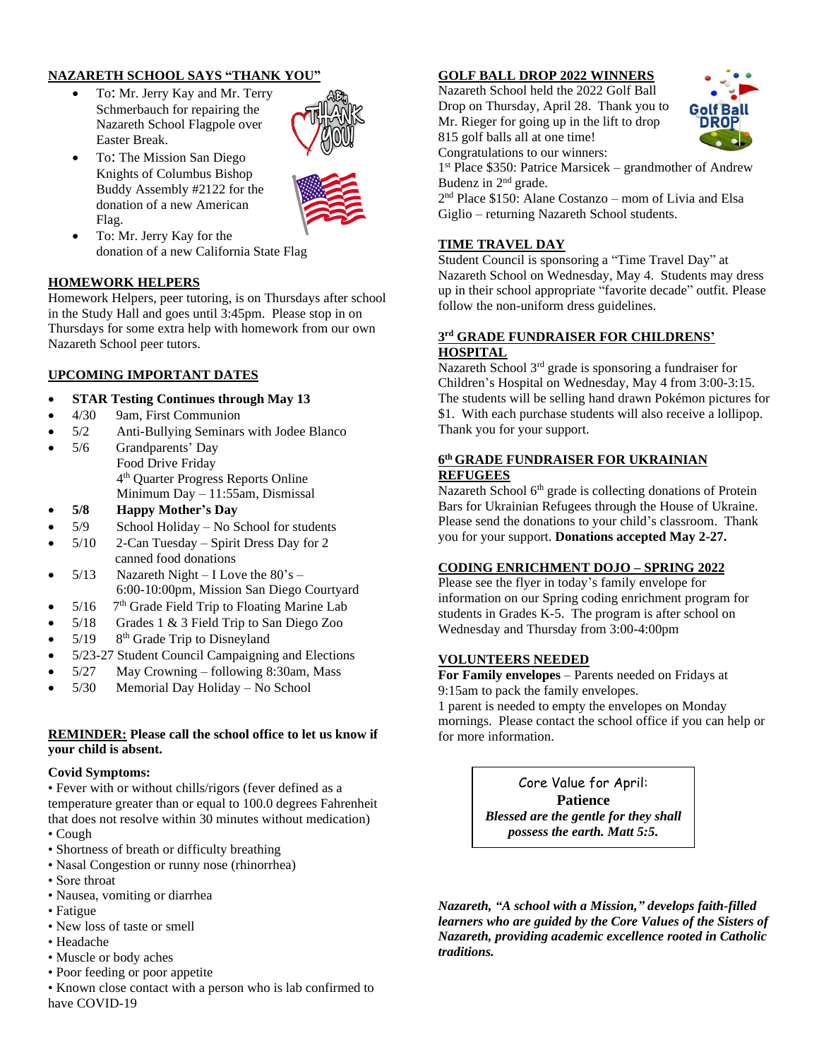## NAZARETH SCHOOL SAYS "THANK YOU"

- To: Mr. Jerry Kay and Mr. Terry Schmerbauch for repairing the Nazareth School Flagpole over Easter Break.
- To: The Mission San Diego Knights of Columbus Bishop Buddy Assembly #2122 for the donation of a new American Flag.
- To: Mr. Jerry Kay for the donation of a new California State Flag

## HOMEWORK HELPERS

Homework Helpers, peer tutoring, is on Thursdays after school in the Study Hall and goes until 3:45pm. Please stop in on Thursdays for some extra help with homework from our own Nazareth School peer tutors.

## UPCOMING IMPORTANT DATES

- **STAR Testing Continues through May 13**
- 4/30 9am, First Communion
- 5/2 Anti-Bullying Seminars with Jodee Blanco
- 5/6 Grandparents' Day
  Food Drive Friday
  4th Quarter Progress Reports Online
  Minimum Day – 11:55am, Dismissal
- **5/8 Happy Mother's Day**
- 5/9 School Holiday – No School for students
- 5/10 2-Can Tuesday – Spirit Dress Day for 2 canned food donations
- 5/13 Nazareth Night – I Love the 80's – 6:00-10:00pm, Mission San Diego Courtyard
- 5/16 7th Grade Field Trip to Floating Marine Lab
- 5/18 Grades 1 & 3 Field Trip to San Diego Zoo
- 5/19 8th Grade Trip to Disneyland
- 5/23-27 Student Council Campaigning and Elections
- 5/27 May Crowning – following 8:30am, Mass
- 5/30 Memorial Day Holiday – No School

**REMINDER: Please call the school office to let us know if your child is absent.**

**Covid Symptoms:**

- Fever with or without chills/rigors (fever defined as a temperature greater than or equal to 100.0 degrees Fahrenheit that does not resolve within 30 minutes without medication)
- Cough
- Shortness of breath or difficulty breathing
- Nasal Congestion or runny nose (rhinorrhea)
- Sore throat
- Nausea, vomiting or diarrhea
- Fatigue
- New loss of taste or smell
- Headache
- Muscle or body aches
- Poor feeding or poor appetite
- Known close contact with a person who is lab confirmed to have COVID-19

## GOLF BALL DROP 2022 WINNERS

Nazareth School held the 2022 Golf Ball Drop on Thursday, April 28. Thank you to Mr. Rieger for going up in the lift to drop 815 golf balls all at one time!
Congratulations to our winners:
1st Place $350: Patrice Marsicek – grandmother of Andrew Budenz in 2nd grade.
2nd Place $150: Alane Costanzo – mom of Livia and Elsa Giglio – returning Nazareth School students.

## TIME TRAVEL DAY

Student Council is sponsoring a "Time Travel Day" at Nazareth School on Wednesday, May 4. Students may dress up in their school appropriate "favorite decade" outfit. Please follow the non-uniform dress guidelines.

## 3rd GRADE FUNDRAISER FOR CHILDRENS' HOSPITAL

Nazareth School 3rd grade is sponsoring a fundraiser for Children's Hospital on Wednesday, May 4 from 3:00-3:15. The students will be selling hand drawn Pokémon pictures for $1. With each purchase students will also receive a lollipop. Thank you for your support.

## 6th GRADE FUNDRAISER FOR UKRAINIAN REFUGEES

Nazareth School 6th grade is collecting donations of Protein Bars for Ukrainian Refugees through the House of Ukraine. Please send the donations to your child's classroom. Thank you for your support. **Donations accepted May 2-27.**

## CODING ENRICHMENT DOJO – SPRING 2022

Please see the flyer in today's family envelope for information on our Spring coding enrichment program for students in Grades K-5. The program is after school on Wednesday and Thursday from 3:00-4:00pm

## VOLUNTEERS NEEDED

**For Family envelopes** – Parents needed on Fridays at 9:15am to pack the family envelopes.
1 parent is needed to empty the envelopes on Monday mornings. Please contact the school office if you can help or for more information.

Core Value for April:
**Patience**
***Blessed are the gentle for they shall possess the earth. Matt 5:5.***

***Nazareth, "A school with a Mission," develops faith-filled learners who are guided by the Core Values of the Sisters of Nazareth, providing academic excellence rooted in Catholic traditions.***